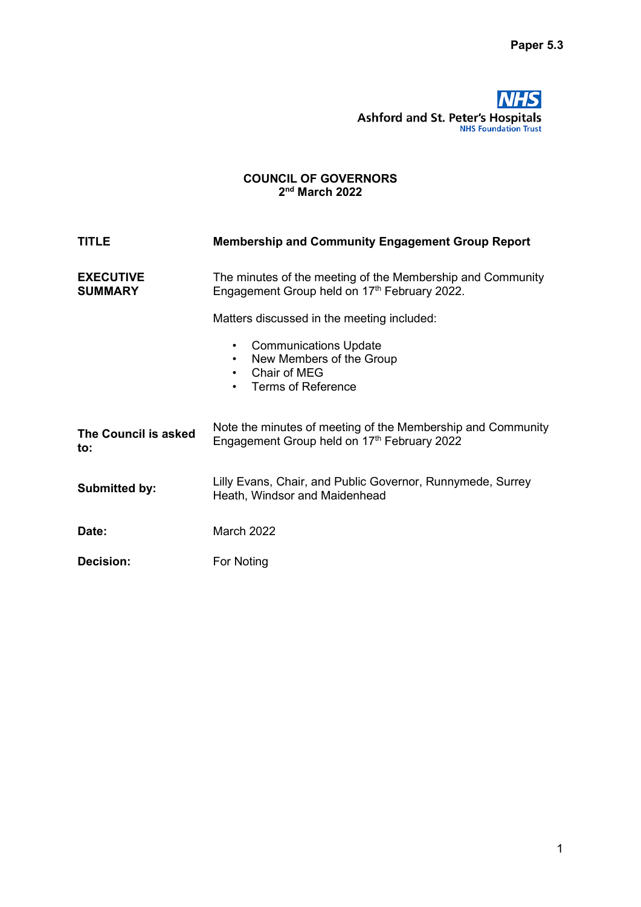Paper 5.3

NHS
Ashford and St. Peter's Hospitals
NHS Foundation Trust

**COUNCIL OF GOVERNORS**
**2nd March 2022**

| | |
|---|---|
| **TITLE** | **Membership and Community Engagement Group Report** |
| **EXECUTIVE SUMMARY** | The minutes of the meeting of the Membership and Community Engagement Group held on 17th February 2022.<br><br>Matters discussed in the meeting included:<br><br>• Communications Update<br>• New Members of the Group<br>• Chair of MEG<br>• Terms of Reference |
| **The Council is asked to:** | Note the minutes of meeting of the Membership and Community Engagement Group held on 17th February 2022 |
| **Submitted by:** | Lilly Evans, Chair, and Public Governor, Runnymede, Surrey Heath, Windsor and Maidenhead |
| **Date:** | March 2022 |
| **Decision:** | For Noting |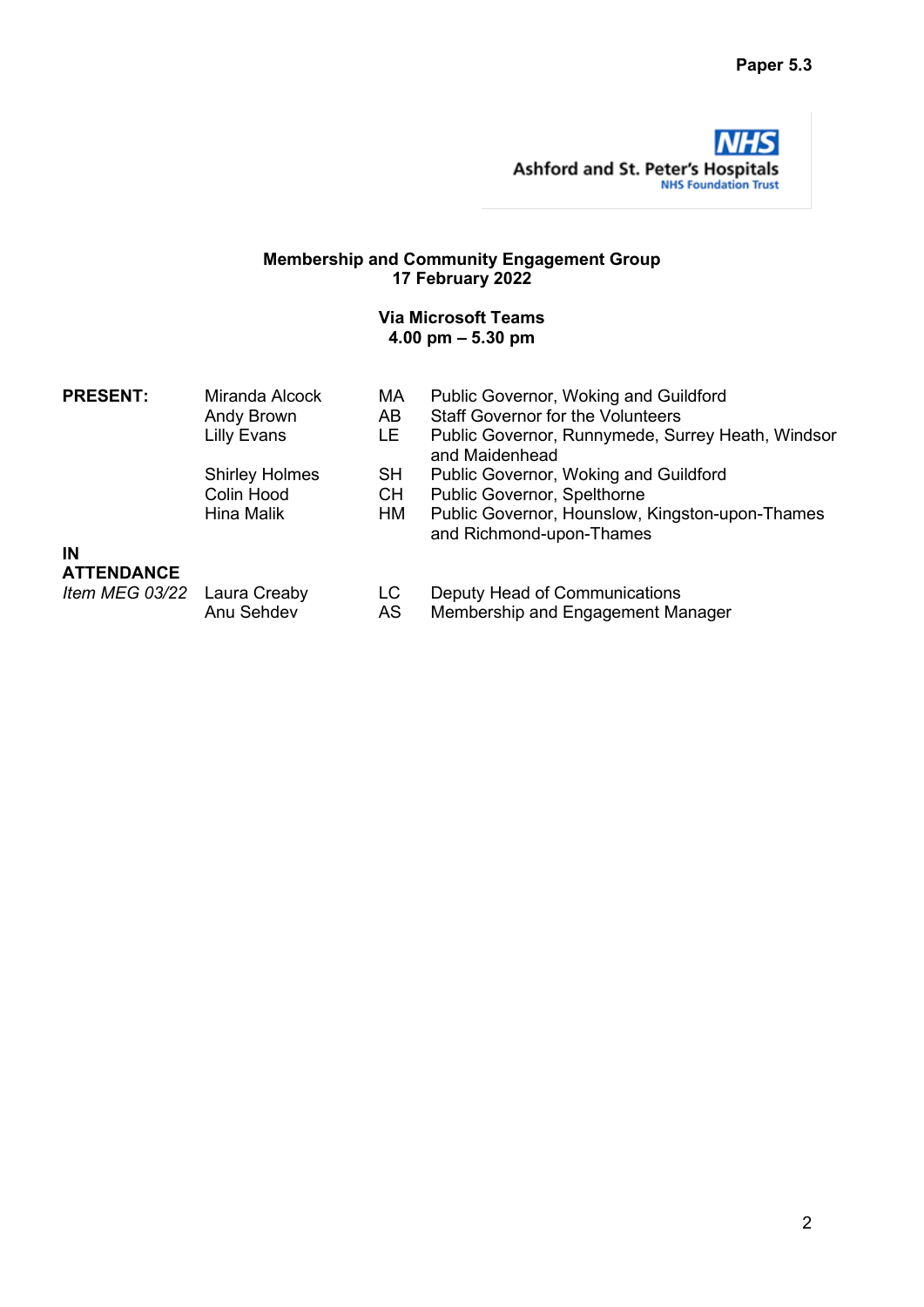**Paper 5.3**

Ashford and St. Peter's Hospitals
NHS Foundation Trust

**Membership and Community Engagement Group**
**17 February 2022**

**Via Microsoft Teams**
**4.00 pm – 5.30 pm**

| | | | |
|---|---|---|---|
| **PRESENT:** | Miranda Alcock | MA | Public Governor, Woking and Guildford |
| | Andy Brown | AB | Staff Governor for the Volunteers |
| | Lilly Evans | LE | Public Governor, Runnymede, Surrey Heath, Windsor and Maidenhead |
| | Shirley Holmes | SH | Public Governor, Woking and Guildford |
| | Colin Hood | CH | Public Governor, Spelthorne |
| | Hina Malik | HM | Public Governor, Hounslow, Kingston-upon-Thames and Richmond-upon-Thames |
| **IN ATTENDANCE** | | | |
| *Item MEG 03/22* | Laura Creaby | LC | Deputy Head of Communications |
| | Anu Sehdev | AS | Membership and Engagement Manager |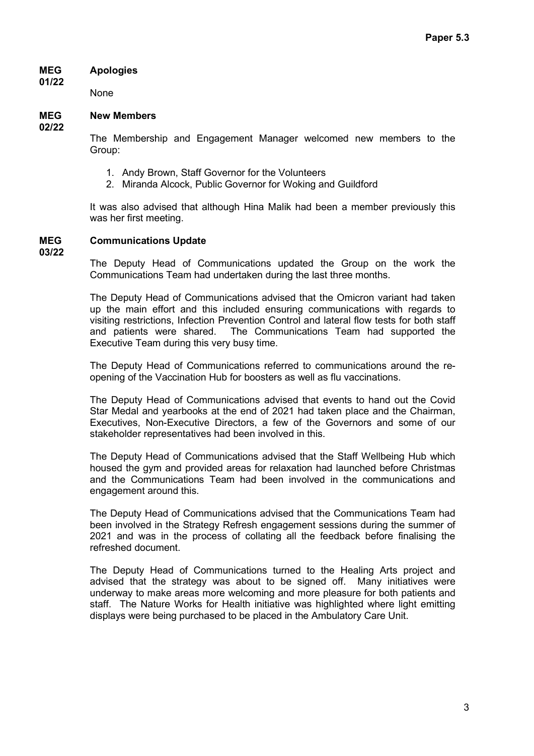Paper 5.3

## MEG 01/22 Apologies

None

## MEG 02/22 New Members

The Membership and Engagement Manager welcomed new members to the Group:

1. Andy Brown, Staff Governor for the Volunteers
2. Miranda Alcock, Public Governor for Woking and Guildford

It was also advised that although Hina Malik had been a member previously this was her first meeting.

## MEG 03/22 Communications Update

The Deputy Head of Communications updated the Group on the work the Communications Team had undertaken during the last three months.

The Deputy Head of Communications advised that the Omicron variant had taken up the main effort and this included ensuring communications with regards to visiting restrictions, Infection Prevention Control and lateral flow tests for both staff and patients were shared. The Communications Team had supported the Executive Team during this very busy time.

The Deputy Head of Communications referred to communications around the re-opening of the Vaccination Hub for boosters as well as flu vaccinations.

The Deputy Head of Communications advised that events to hand out the Covid Star Medal and yearbooks at the end of 2021 had taken place and the Chairman, Executives, Non-Executive Directors, a few of the Governors and some of our stakeholder representatives had been involved in this.

The Deputy Head of Communications advised that the Staff Wellbeing Hub which housed the gym and provided areas for relaxation had launched before Christmas and the Communications Team had been involved in the communications and engagement around this.

The Deputy Head of Communications advised that the Communications Team had been involved in the Strategy Refresh engagement sessions during the summer of 2021 and was in the process of collating all the feedback before finalising the refreshed document.

The Deputy Head of Communications turned to the Healing Arts project and advised that the strategy was about to be signed off. Many initiatives were underway to make areas more welcoming and more pleasure for both patients and staff. The Nature Works for Health initiative was highlighted where light emitting displays were being purchased to be placed in the Ambulatory Care Unit.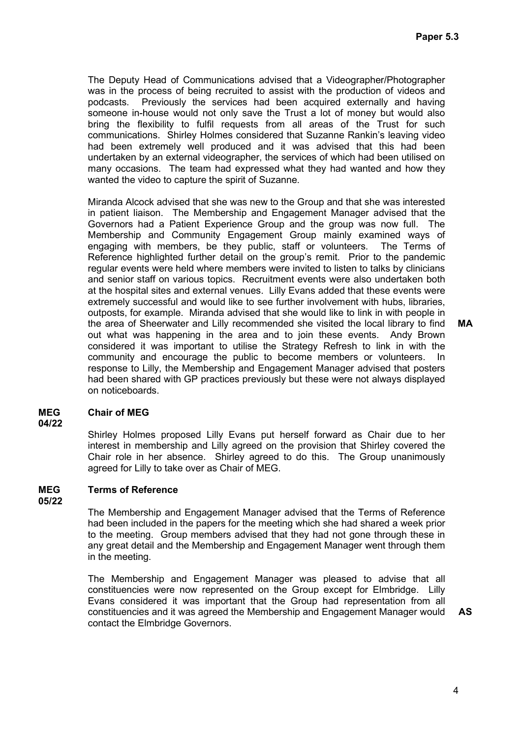The Deputy Head of Communications advised that a Videographer/Photographer was in the process of being recruited to assist with the production of videos and podcasts. Previously the services had been acquired externally and having someone in-house would not only save the Trust a lot of money but would also bring the flexibility to fulfil requests from all areas of the Trust for such communications. Shirley Holmes considered that Suzanne Rankin's leaving video had been extremely well produced and it was advised that this had been undertaken by an external videographer, the services of which had been utilised on many occasions. The team had expressed what they had wanted and how they wanted the video to capture the spirit of Suzanne.

Miranda Alcock advised that she was new to the Group and that she was interested in patient liaison. The Membership and Engagement Manager advised that the Governors had a Patient Experience Group and the group was now full. The Membership and Community Engagement Group mainly examined ways of engaging with members, be they public, staff or volunteers. The Terms of Reference highlighted further detail on the group's remit. Prior to the pandemic regular events were held where members were invited to listen to talks by clinicians and senior staff on various topics. Recruitment events were also undertaken both at the hospital sites and external venues. Lilly Evans added that these events were extremely successful and would like to see further involvement with hubs, libraries, outposts, for example. Miranda advised that she would like to link in with people in the area of Sheerwater and Lilly recommended she visited the local library to find out what was happening in the area and to join these events. Andy Brown considered it was important to utilise the Strategy Refresh to link in with the community and encourage the public to become members or volunteers. In response to Lilly, the Membership and Engagement Manager advised that posters had been shared with GP practices previously but these were not always displayed on noticeboards. **MA**

**MEG 04/22** **Chair of MEG**

Shirley Holmes proposed Lilly Evans put herself forward as Chair due to her interest in membership and Lilly agreed on the provision that Shirley covered the Chair role in her absence. Shirley agreed to do this. The Group unanimously agreed for Lilly to take over as Chair of MEG.

**MEG 05/22** **Terms of Reference**

The Membership and Engagement Manager advised that the Terms of Reference had been included in the papers for the meeting which she had shared a week prior to the meeting. Group members advised that they had not gone through these in any great detail and the Membership and Engagement Manager went through them in the meeting.

The Membership and Engagement Manager was pleased to advise that all constituencies were now represented on the Group except for Elmbridge. Lilly Evans considered it was important that the Group had representation from all constituencies and it was agreed the Membership and Engagement Manager would contact the Elmbridge Governors. **AS**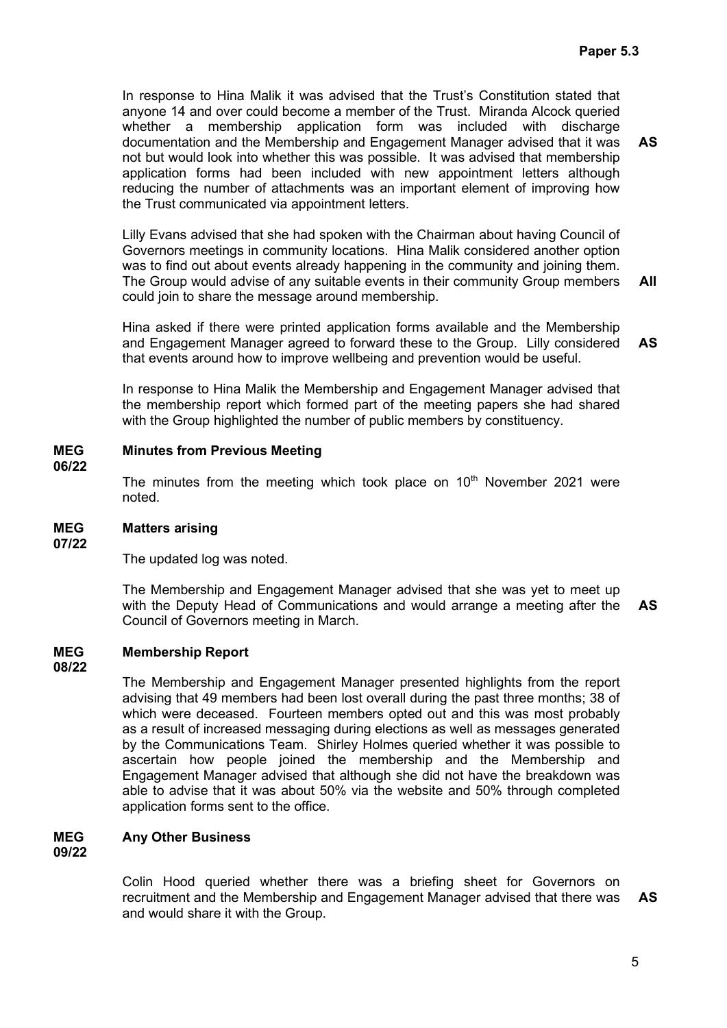Paper 5.3

In response to Hina Malik it was advised that the Trust's Constitution stated that anyone 14 and over could become a member of the Trust. Miranda Alcock queried whether a membership application form was included with discharge documentation and the Membership and Engagement Manager advised that it was not but would look into whether this was possible. It was advised that membership application forms had been included with new appointment letters although reducing the number of attachments was an important element of improving how the Trust communicated via appointment letters. **AS**

Lilly Evans advised that she had spoken with the Chairman about having Council of Governors meetings in community locations. Hina Malik considered another option was to find out about events already happening in the community and joining them. The Group would advise of any suitable events in their community Group members could join to share the message around membership. **All**

Hina asked if there were printed application forms available and the Membership and Engagement Manager agreed to forward these to the Group. Lilly considered that events around how to improve wellbeing and prevention would be useful. **AS**

In response to Hina Malik the Membership and Engagement Manager advised that the membership report which formed part of the meeting papers she had shared with the Group highlighted the number of public members by constituency.

**MEG 06/22 Minutes from Previous Meeting**

The minutes from the meeting which took place on 10th November 2021 were noted.

**MEG 07/22 Matters arising**

The updated log was noted.

The Membership and Engagement Manager advised that she was yet to meet up with the Deputy Head of Communications and would arrange a meeting after the Council of Governors meeting in March. **AS**

**MEG 08/22 Membership Report**

The Membership and Engagement Manager presented highlights from the report advising that 49 members had been lost overall during the past three months; 38 of which were deceased. Fourteen members opted out and this was most probably as a result of increased messaging during elections as well as messages generated by the Communications Team. Shirley Holmes queried whether it was possible to ascertain how people joined the membership and the Membership and Engagement Manager advised that although she did not have the breakdown was able to advise that it was about 50% via the website and 50% through completed application forms sent to the office.

**MEG 09/22 Any Other Business**

Colin Hood queried whether there was a briefing sheet for Governors on recruitment and the Membership and Engagement Manager advised that there was and would share it with the Group. **AS**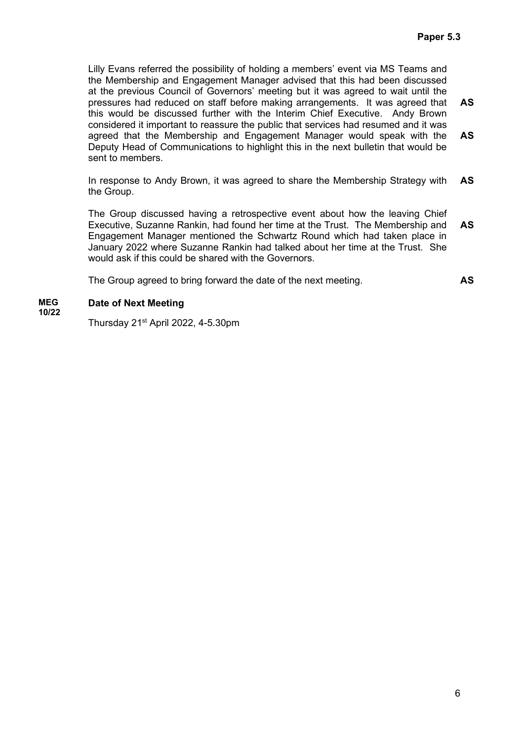Lilly Evans referred the possibility of holding a members' event via MS Teams and the Membership and Engagement Manager advised that this had been discussed at the previous Council of Governors' meeting but it was agreed to wait until the pressures had reduced on staff before making arrangements. It was agreed that this would be discussed further with the Interim Chief Executive. Andy Brown considered it important to reassure the public that services had resumed and it was agreed that the Membership and Engagement Manager would speak with the Deputy Head of Communications to highlight this in the next bulletin that would be sent to members. **AS** **AS**

In response to Andy Brown, it was agreed to share the Membership Strategy with the Group. **AS**

The Group discussed having a retrospective event about how the leaving Chief Executive, Suzanne Rankin, had found her time at the Trust. The Membership and Engagement Manager mentioned the Schwartz Round which had taken place in January 2022 where Suzanne Rankin had talked about her time at the Trust. She would ask if this could be shared with the Governors. **AS**

The Group agreed to bring forward the date of the next meeting. **AS**

**MEG 10/22** **Date of Next Meeting**

Thursday 21st April 2022, 4-5.30pm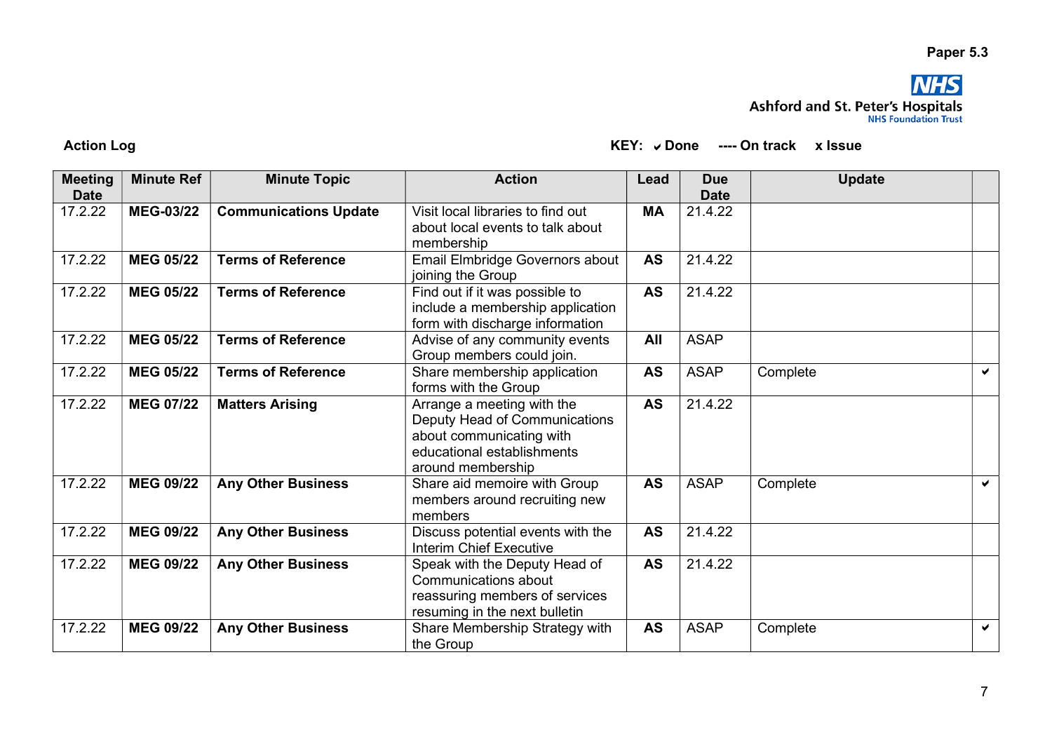Paper 5.3

**Ashford and St. Peter's Hospitals**
NHS Foundation Trust

**Action Log**

**KEY: ✔ Done ---- On track x Issue**

| Meeting Date | Minute Ref | Minute Topic | Action | Lead | Due Date | Update | |
|---|---|---|---|---|---|---|---|
| 17.2.22 | **MEG-03/22** | **Communications Update** | Visit local libraries to find out about local events to talk about membership | **MA** | 21.4.22 | | |
| 17.2.22 | **MEG 05/22** | **Terms of Reference** | Email Elmbridge Governors about joining the Group | **AS** | 21.4.22 | | |
| 17.2.22 | **MEG 05/22** | **Terms of Reference** | Find out if it was possible to include a membership application form with discharge information | **AS** | 21.4.22 | | |
| 17.2.22 | **MEG 05/22** | **Terms of Reference** | Advise of any community events Group members could join. | **All** | ASAP | | |
| 17.2.22 | **MEG 05/22** | **Terms of Reference** | Share membership application forms with the Group | **AS** | ASAP | Complete | ✔ |
| 17.2.22 | **MEG 07/22** | **Matters Arising** | Arrange a meeting with the Deputy Head of Communications about communicating with educational establishments around membership | **AS** | 21.4.22 | | |
| 17.2.22 | **MEG 09/22** | **Any Other Business** | Share aid memoire with Group members around recruiting new members | **AS** | ASAP | Complete | ✔ |
| 17.2.22 | **MEG 09/22** | **Any Other Business** | Discuss potential events with the Interim Chief Executive | **AS** | 21.4.22 | | |
| 17.2.22 | **MEG 09/22** | **Any Other Business** | Speak with the Deputy Head of Communications about reassuring members of services resuming in the next bulletin | **AS** | 21.4.22 | | |
| 17.2.22 | **MEG 09/22** | **Any Other Business** | Share Membership Strategy with the Group | **AS** | ASAP | Complete | ✔ |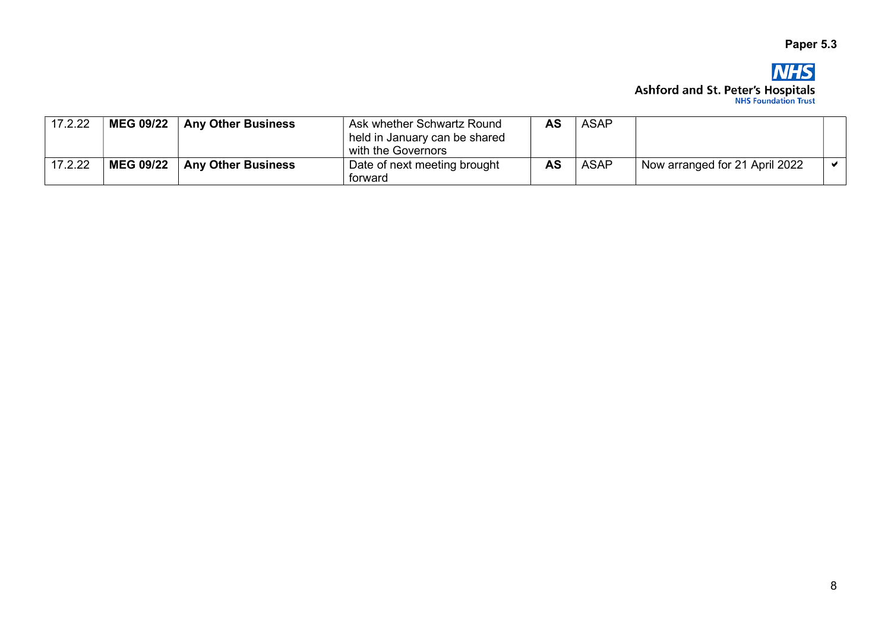**Paper 5.3**

| | | | | | | | |
|---|---|---|---|---|---|---|---|
| 17.2.22 | **MEG 09/22** | **Any Other Business** | Ask whether Schwartz Round held in January can be shared with the Governors | **AS** | ASAP | | |
| 17.2.22 | **MEG 09/22** | **Any Other Business** | Date of next meeting brought forward | **AS** | ASAP | Now arranged for 21 April 2022 | ✔ |